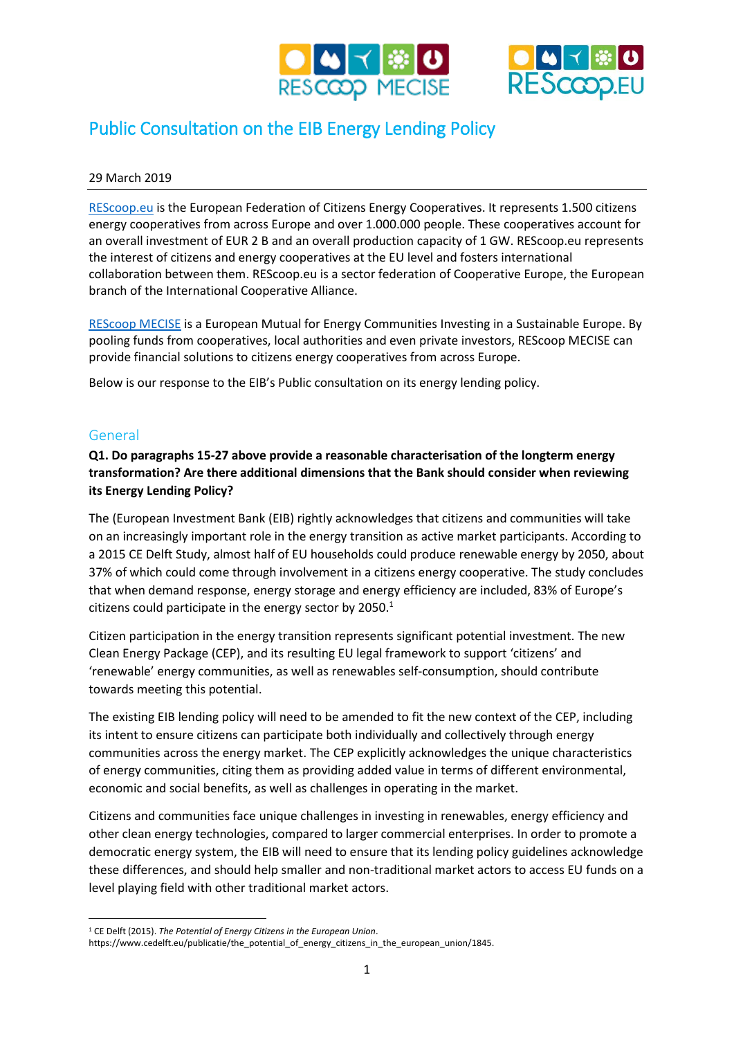# Public Consultation on the EIB Energy Lending Policy

29 March 2019

[REScoop.eu](REScoop.eu) is the European Federation of Citizens Energy Cooperatives. It represents 1.500 citizens energy cooperatives from across Europe and over 1.000.000 people. These cooperatives account for an overall investment of EUR 2 B and an overall production capacity of 1 GW. REScoop.eu represents the interest of citizens and energy cooperatives at the EU level and fosters international collaboration between them. REScoop.eu is a sector federation of Cooperative Europe, the European branch of the International Cooperative Alliance.

REScoop MECISE is a European Mutual for Energy Communities Investing in a Sustainable Europe. By pooling funds from cooperatives, local authorities and even private investors, REScoop MECISE can provide financial solutions to citizens energy cooperatives from across Europe.

Below is our response to the EIB's Public consultation on its energy lending policy.

## General

**Q1. Do paragraphs 15-27 above provide a reasonable characterisation of the longterm energy transformation? Are there additional dimensions that the Bank should consider when reviewing its Energy Lending Policy?**

The (European Investment Bank (EIB) rightly acknowledges that citizens and communities will take on an increasingly important role in the energy transition as active market participants. According to a 2015 CE Delft Study, almost half of EU households could produce renewable energy by 2050, about 37% of which could come through involvement in a citizens energy cooperative. The study concludes that when demand response, energy storage and energy efficiency are included, 83% of Europe's citizens could participate in the energy sector by 2050.[1]

Citizen participation in the energy transition represents significant potential investment. The new Clean Energy Package (CEP), and its resulting EU legal framework to support 'citizens' and 'renewable' energy communities, as well as renewables self-consumption, should contribute towards meeting this potential.

The existing EIB lending policy will need to be amended to fit the new context of the CEP, including its intent to ensure citizens can participate both individually and collectively through energy communities across the energy market. The CEP explicitly acknowledges the unique characteristics of energy communities, citing them as providing added value in terms of different environmental, economic and social benefits, as well as challenges in operating in the market.

Citizens and communities face unique challenges in investing in renewables, energy efficiency and other clean energy technologies, compared to larger commercial enterprises. In order to promote a democratic energy system, the EIB will need to ensure that its lending policy guidelines acknowledge these differences, and should help smaller and non-traditional market actors to access EU funds on a level playing field with other traditional market actors.

---

[1] CE Delft (2015). *The Potential of Energy Citizens in the European Union*. https://www.cedelft.eu/publicatie/the_potential_of_energy_citizens_in_the_european_union/1845.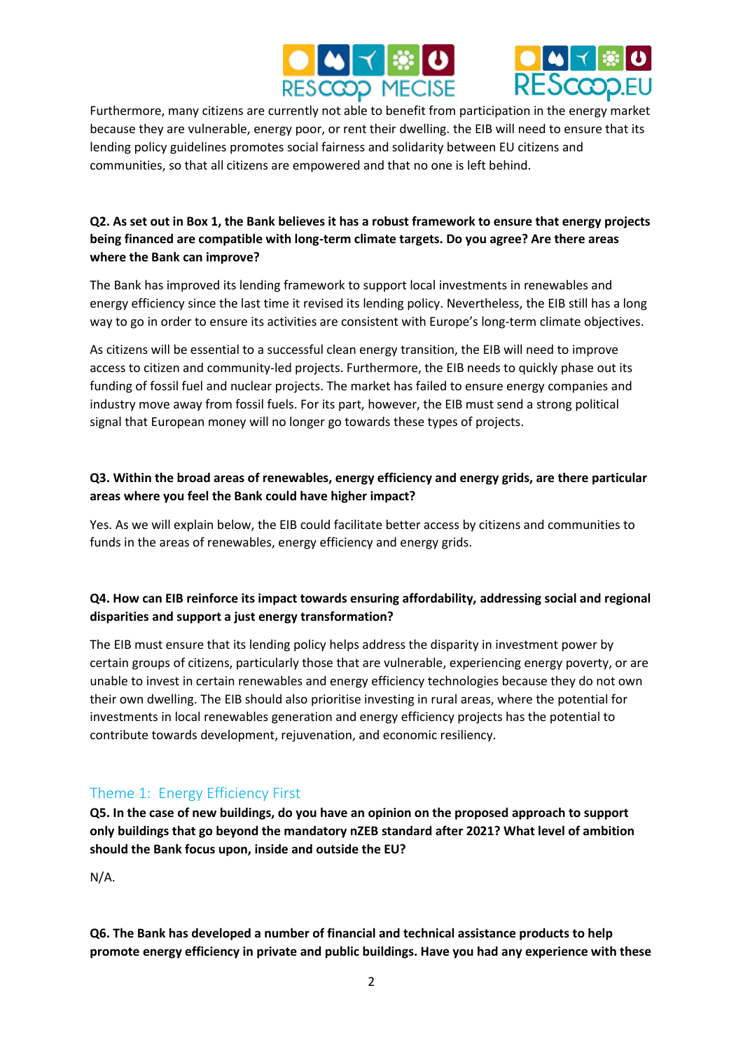Furthermore, many citizens are currently not able to benefit from participation in the energy market because they are vulnerable, energy poor, or rent their dwelling. the EIB will need to ensure that its lending policy guidelines promotes social fairness and solidarity between EU citizens and communities, so that all citizens are empowered and that no one is left behind.

**Q2. As set out in Box 1, the Bank believes it has a robust framework to ensure that energy projects being financed are compatible with long-term climate targets. Do you agree? Are there areas where the Bank can improve?**

The Bank has improved its lending framework to support local investments in renewables and energy efficiency since the last time it revised its lending policy. Nevertheless, the EIB still has a long way to go in order to ensure its activities are consistent with Europe's long-term climate objectives.

As citizens will be essential to a successful clean energy transition, the EIB will need to improve access to citizen and community-led projects. Furthermore, the EIB needs to quickly phase out its funding of fossil fuel and nuclear projects. The market has failed to ensure energy companies and industry move away from fossil fuels. For its part, however, the EIB must send a strong political signal that European money will no longer go towards these types of projects.

**Q3. Within the broad areas of renewables, energy efficiency and energy grids, are there particular areas where you feel the Bank could have higher impact?**

Yes. As we will explain below, the EIB could facilitate better access by citizens and communities to funds in the areas of renewables, energy efficiency and energy grids.

**Q4. How can EIB reinforce its impact towards ensuring affordability, addressing social and regional disparities and support a just energy transformation?**

The EIB must ensure that its lending policy helps address the disparity in investment power by certain groups of citizens, particularly those that are vulnerable, experiencing energy poverty, or are unable to invest in certain renewables and energy efficiency technologies because they do not own their own dwelling. The EIB should also prioritise investing in rural areas, where the potential for investments in local renewables generation and energy efficiency projects has the potential to contribute towards development, rejuvenation, and economic resiliency.

## Theme 1: Energy Efficiency First

**Q5. In the case of new buildings, do you have an opinion on the proposed approach to support only buildings that go beyond the mandatory nZEB standard after 2021? What level of ambition should the Bank focus upon, inside and outside the EU?**

N/A.

**Q6. The Bank has developed a number of financial and technical assistance products to help promote energy efficiency in private and public buildings. Have you had any experience with these**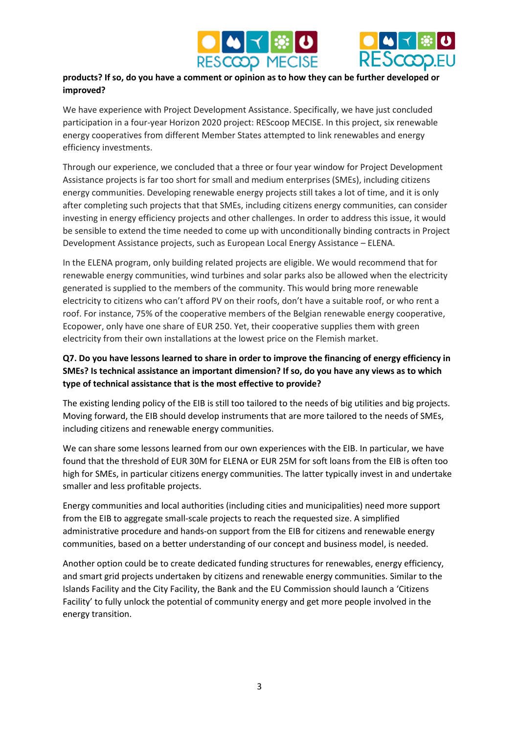**products? If so, do you have a comment or opinion as to how they can be further developed or improved?**

We have experience with Project Development Assistance. Specifically, we have just concluded participation in a four-year Horizon 2020 project: REScoop MECISE. In this project, six renewable energy cooperatives from different Member States attempted to link renewables and energy efficiency investments.

Through our experience, we concluded that a three or four year window for Project Development Assistance projects is far too short for small and medium enterprises (SMEs), including citizens energy communities. Developing renewable energy projects still takes a lot of time, and it is only after completing such projects that that SMEs, including citizens energy communities, can consider investing in energy efficiency projects and other challenges. In order to address this issue, it would be sensible to extend the time needed to come up with unconditionally binding contracts in Project Development Assistance projects, such as European Local Energy Assistance – ELENA.

In the ELENA program, only building related projects are eligible. We would recommend that for renewable energy communities, wind turbines and solar parks also be allowed when the electricity generated is supplied to the members of the community. This would bring more renewable electricity to citizens who can't afford PV on their roofs, don't have a suitable roof, or who rent a roof. For instance, 75% of the cooperative members of the Belgian renewable energy cooperative, Ecopower, only have one share of EUR 250. Yet, their cooperative supplies them with green electricity from their own installations at the lowest price on the Flemish market.

**Q7. Do you have lessons learned to share in order to improve the financing of energy efficiency in SMEs? Is technical assistance an important dimension? If so, do you have any views as to which type of technical assistance that is the most effective to provide?**

The existing lending policy of the EIB is still too tailored to the needs of big utilities and big projects. Moving forward, the EIB should develop instruments that are more tailored to the needs of SMEs, including citizens and renewable energy communities.

We can share some lessons learned from our own experiences with the EIB. In particular, we have found that the threshold of EUR 30M for ELENA or EUR 25M for soft loans from the EIB is often too high for SMEs, in particular citizens energy communities. The latter typically invest in and undertake smaller and less profitable projects.

Energy communities and local authorities (including cities and municipalities) need more support from the EIB to aggregate small-scale projects to reach the requested size. A simplified administrative procedure and hands-on support from the EIB for citizens and renewable energy communities, based on a better understanding of our concept and business model, is needed.

Another option could be to create dedicated funding structures for renewables, energy efficiency, and smart grid projects undertaken by citizens and renewable energy communities. Similar to the Islands Facility and the City Facility, the Bank and the EU Commission should launch a 'Citizens Facility' to fully unlock the potential of community energy and get more people involved in the energy transition.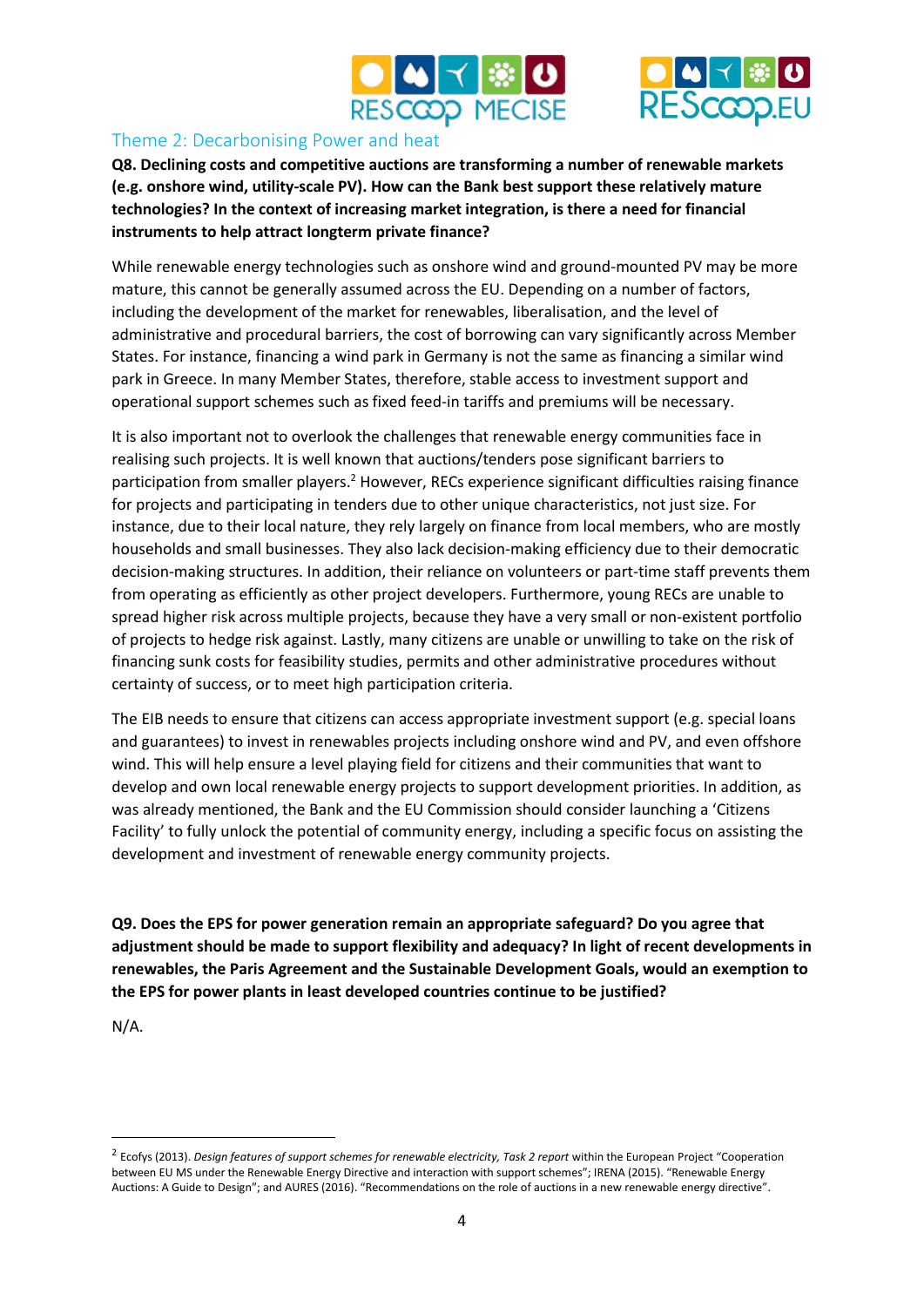## Theme 2: Decarbonising Power and heat

**Q8. Declining costs and competitive auctions are transforming a number of renewable markets (e.g. onshore wind, utility-scale PV). How can the Bank best support these relatively mature technologies? In the context of increasing market integration, is there a need for financial instruments to help attract longterm private finance?**

While renewable energy technologies such as onshore wind and ground-mounted PV may be more mature, this cannot be generally assumed across the EU. Depending on a number of factors, including the development of the market for renewables, liberalisation, and the level of administrative and procedural barriers, the cost of borrowing can vary significantly across Member States. For instance, financing a wind park in Germany is not the same as financing a similar wind park in Greece. In many Member States, therefore, stable access to investment support and operational support schemes such as fixed feed-in tariffs and premiums will be necessary.

It is also important not to overlook the challenges that renewable energy communities face in realising such projects. It is well known that auctions/tenders pose significant barriers to participation from smaller players.[2] However, RECs experience significant difficulties raising finance for projects and participating in tenders due to other unique characteristics, not just size. For instance, due to their local nature, they rely largely on finance from local members, who are mostly households and small businesses. They also lack decision-making efficiency due to their democratic decision-making structures. In addition, their reliance on volunteers or part-time staff prevents them from operating as efficiently as other project developers. Furthermore, young RECs are unable to spread higher risk across multiple projects, because they have a very small or non-existent portfolio of projects to hedge risk against. Lastly, many citizens are unable or unwilling to take on the risk of financing sunk costs for feasibility studies, permits and other administrative procedures without certainty of success, or to meet high participation criteria.

The EIB needs to ensure that citizens can access appropriate investment support (e.g. special loans and guarantees) to invest in renewables projects including onshore wind and PV, and even offshore wind. This will help ensure a level playing field for citizens and their communities that want to develop and own local renewable energy projects to support development priorities. In addition, as was already mentioned, the Bank and the EU Commission should consider launching a 'Citizens Facility' to fully unlock the potential of community energy, including a specific focus on assisting the development and investment of renewable energy community projects.

**Q9. Does the EPS for power generation remain an appropriate safeguard? Do you agree that adjustment should be made to support flexibility and adequacy? In light of recent developments in renewables, the Paris Agreement and the Sustainable Development Goals, would an exemption to the EPS for power plants in least developed countries continue to be justified?**

N/A.

---

[2] Ecofys (2013). *Design features of support schemes for renewable electricity, Task 2 report* within the European Project "Cooperation between EU MS under the Renewable Energy Directive and interaction with support schemes"; IRENA (2015). "Renewable Energy Auctions: A Guide to Design"; and AURES (2016). "Recommendations on the role of auctions in a new renewable energy directive".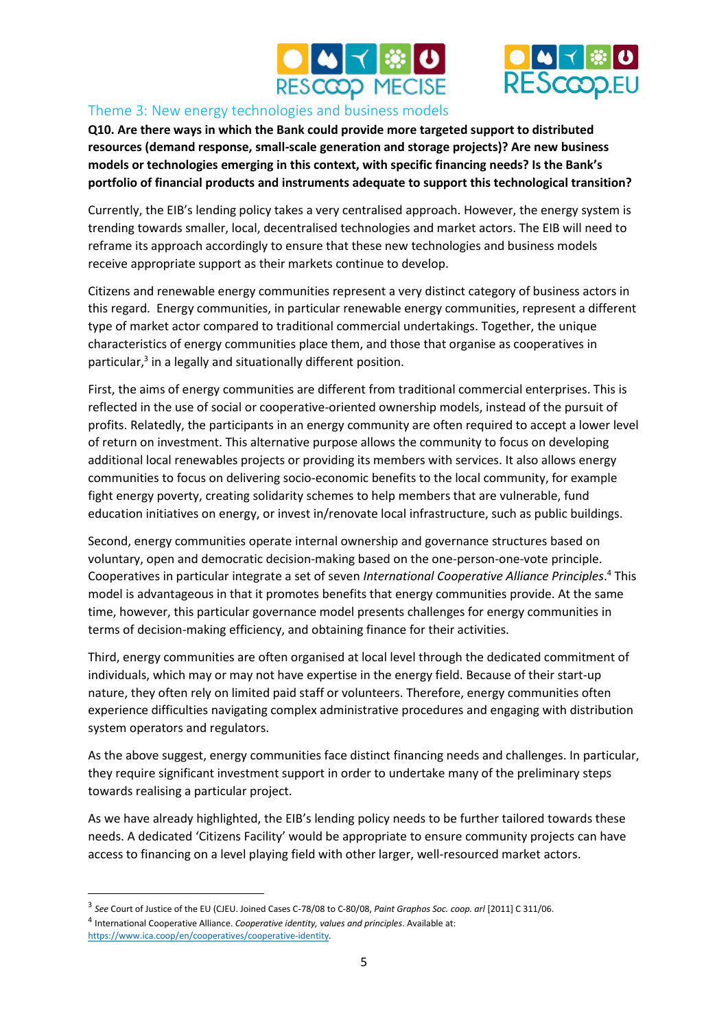## Theme 3: New energy technologies and business models

**Q10. Are there ways in which the Bank could provide more targeted support to distributed resources (demand response, small-scale generation and storage projects)? Are new business models or technologies emerging in this context, with specific financing needs? Is the Bank's portfolio of financial products and instruments adequate to support this technological transition?**

Currently, the EIB's lending policy takes a very centralised approach. However, the energy system is trending towards smaller, local, decentralised technologies and market actors. The EIB will need to reframe its approach accordingly to ensure that these new technologies and business models receive appropriate support as their markets continue to develop.

Citizens and renewable energy communities represent a very distinct category of business actors in this regard. Energy communities, in particular renewable energy communities, represent a different type of market actor compared to traditional commercial undertakings. Together, the unique characteristics of energy communities place them, and those that organise as cooperatives in particular,[3] in a legally and situationally different position.

First, the aims of energy communities are different from traditional commercial enterprises. This is reflected in the use of social or cooperative-oriented ownership models, instead of the pursuit of profits. Relatedly, the participants in an energy community are often required to accept a lower level of return on investment. This alternative purpose allows the community to focus on developing additional local renewables projects or providing its members with services. It also allows energy communities to focus on delivering socio-economic benefits to the local community, for example fight energy poverty, creating solidarity schemes to help members that are vulnerable, fund education initiatives on energy, or invest in/renovate local infrastructure, such as public buildings.

Second, energy communities operate internal ownership and governance structures based on voluntary, open and democratic decision-making based on the one-person-one-vote principle. Cooperatives in particular integrate a set of seven *International Cooperative Alliance Principles*.[4] This model is advantageous in that it promotes benefits that energy communities provide. At the same time, however, this particular governance model presents challenges for energy communities in terms of decision-making efficiency, and obtaining finance for their activities.

Third, energy communities are often organised at local level through the dedicated commitment of individuals, which may or may not have expertise in the energy field. Because of their start-up nature, they often rely on limited paid staff or volunteers. Therefore, energy communities often experience difficulties navigating complex administrative procedures and engaging with distribution system operators and regulators.

As the above suggest, energy communities face distinct financing needs and challenges. In particular, they require significant investment support in order to undertake many of the preliminary steps towards realising a particular project.

As we have already highlighted, the EIB's lending policy needs to be further tailored towards these needs. A dedicated 'Citizens Facility' would be appropriate to ensure community projects can have access to financing on a level playing field with other larger, well-resourced market actors.

---

[3] *See* Court of Justice of the EU (CJEU. Joined Cases C-78/08 to C-80/08, *Paint Graphos Soc. coop. arl* [2011] C 311/06.

[4] International Cooperative Alliance. *Cooperative identity, values and principles*. Available at: https://www.ica.coop/en/cooperatives/cooperative-identity.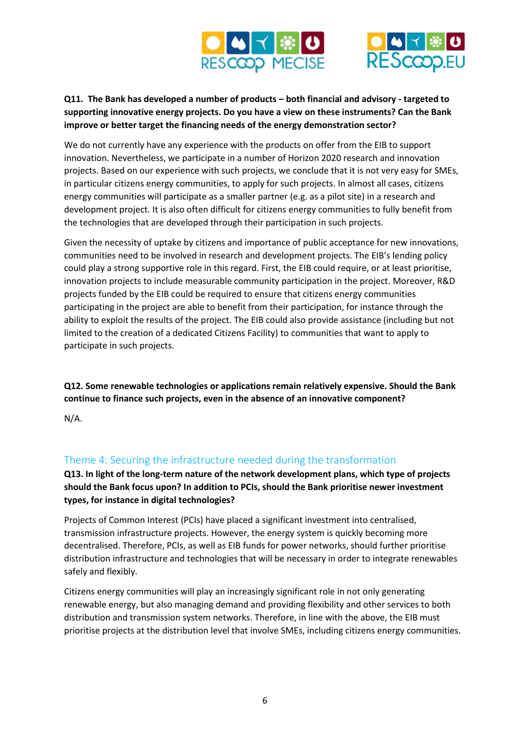**Q11. The Bank has developed a number of products – both financial and advisory - targeted to supporting innovative energy projects. Do you have a view on these instruments? Can the Bank improve or better target the financing needs of the energy demonstration sector?**

We do not currently have any experience with the products on offer from the EIB to support innovation. Nevertheless, we participate in a number of Horizon 2020 research and innovation projects. Based on our experience with such projects, we conclude that it is not very easy for SMEs, in particular citizens energy communities, to apply for such projects. In almost all cases, citizens energy communities will participate as a smaller partner (e.g. as a pilot site) in a research and development project. It is also often difficult for citizens energy communities to fully benefit from the technologies that are developed through their participation in such projects.

Given the necessity of uptake by citizens and importance of public acceptance for new innovations, communities need to be involved in research and development projects. The EIB's lending policy could play a strong supportive role in this regard. First, the EIB could require, or at least prioritise, innovation projects to include measurable community participation in the project. Moreover, R&D projects funded by the EIB could be required to ensure that citizens energy communities participating in the project are able to benefit from their participation, for instance through the ability to exploit the results of the project. The EIB could also provide assistance (including but not limited to the creation of a dedicated Citizens Facility) to communities that want to apply to participate in such projects.

**Q12. Some renewable technologies or applications remain relatively expensive. Should the Bank continue to finance such projects, even in the absence of an innovative component?**

N/A.

## Theme 4: Securing the infrastructure needed during the transformation

**Q13. In light of the long-term nature of the network development plans, which type of projects should the Bank focus upon? In addition to PCIs, should the Bank prioritise newer investment types, for instance in digital technologies?**

Projects of Common Interest (PCIs) have placed a significant investment into centralised, transmission infrastructure projects. However, the energy system is quickly becoming more decentralised. Therefore, PCIs, as well as EIB funds for power networks, should further prioritise distribution infrastructure and technologies that will be necessary in order to integrate renewables safely and flexibly.

Citizens energy communities will play an increasingly significant role in not only generating renewable energy, but also managing demand and providing flexibility and other services to both distribution and transmission system networks. Therefore, in line with the above, the EIB must prioritise projects at the distribution level that involve SMEs, including citizens energy communities.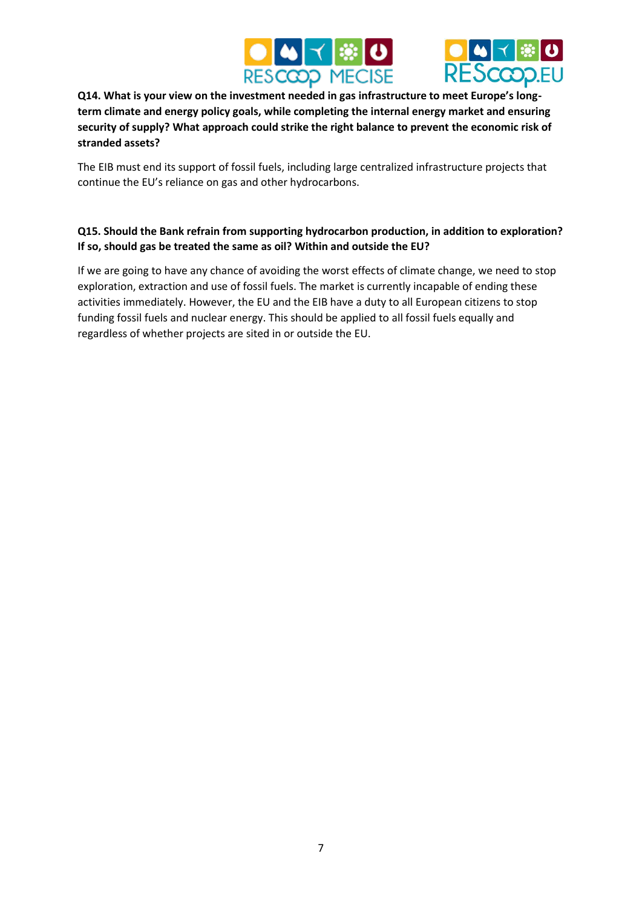**Q14. What is your view on the investment needed in gas infrastructure to meet Europe's long-term climate and energy policy goals, while completing the internal energy market and ensuring security of supply? What approach could strike the right balance to prevent the economic risk of stranded assets?**

The EIB must end its support of fossil fuels, including large centralized infrastructure projects that continue the EU's reliance on gas and other hydrocarbons.

**Q15. Should the Bank refrain from supporting hydrocarbon production, in addition to exploration? If so, should gas be treated the same as oil? Within and outside the EU?**

If we are going to have any chance of avoiding the worst effects of climate change, we need to stop exploration, extraction and use of fossil fuels. The market is currently incapable of ending these activities immediately. However, the EU and the EIB have a duty to all European citizens to stop funding fossil fuels and nuclear energy. This should be applied to all fossil fuels equally and regardless of whether projects are sited in or outside the EU.